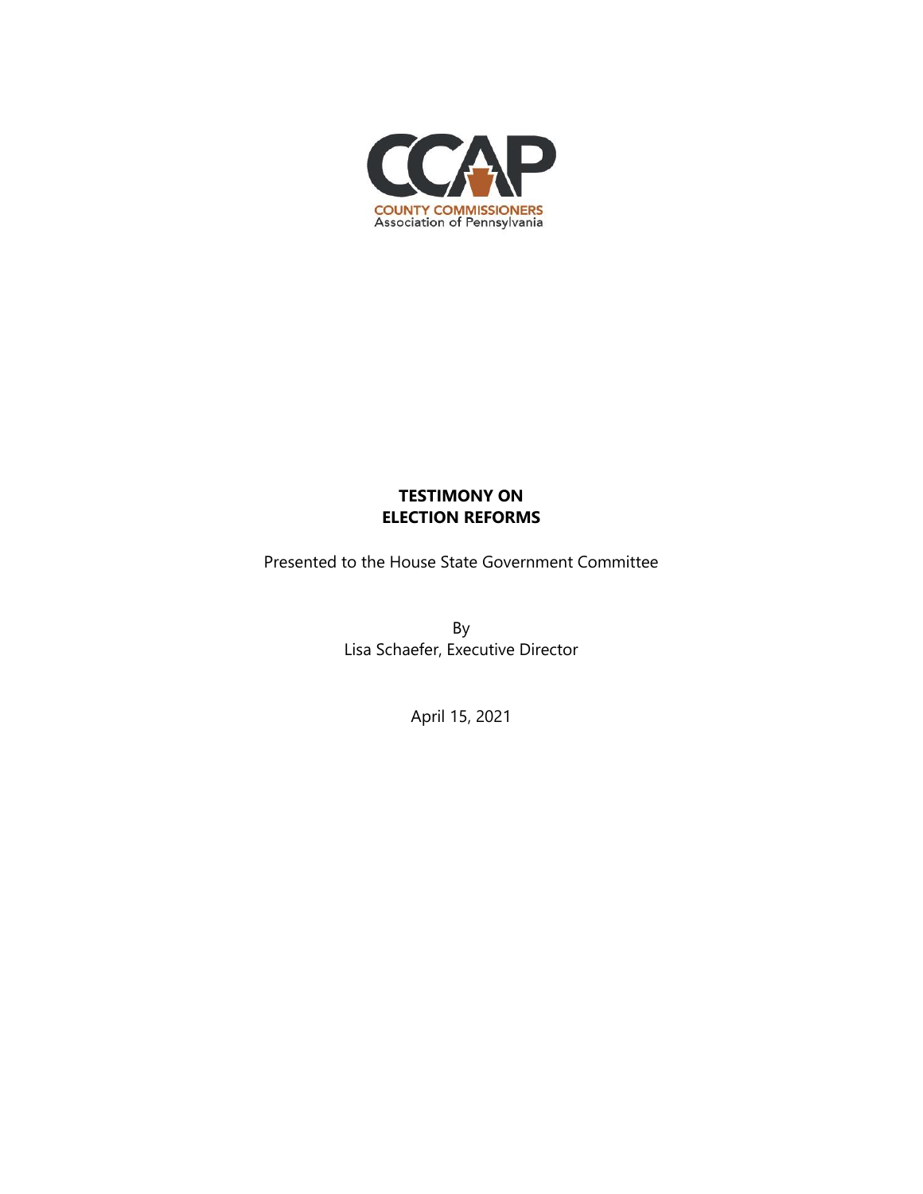CCAP

COUNTY COMMISSIONERS
Association of Pennsylvania

**TESTIMONY ON**
**ELECTION REFORMS**

Presented to the House State Government Committee

By
Lisa Schaefer, Executive Director

April 15, 2021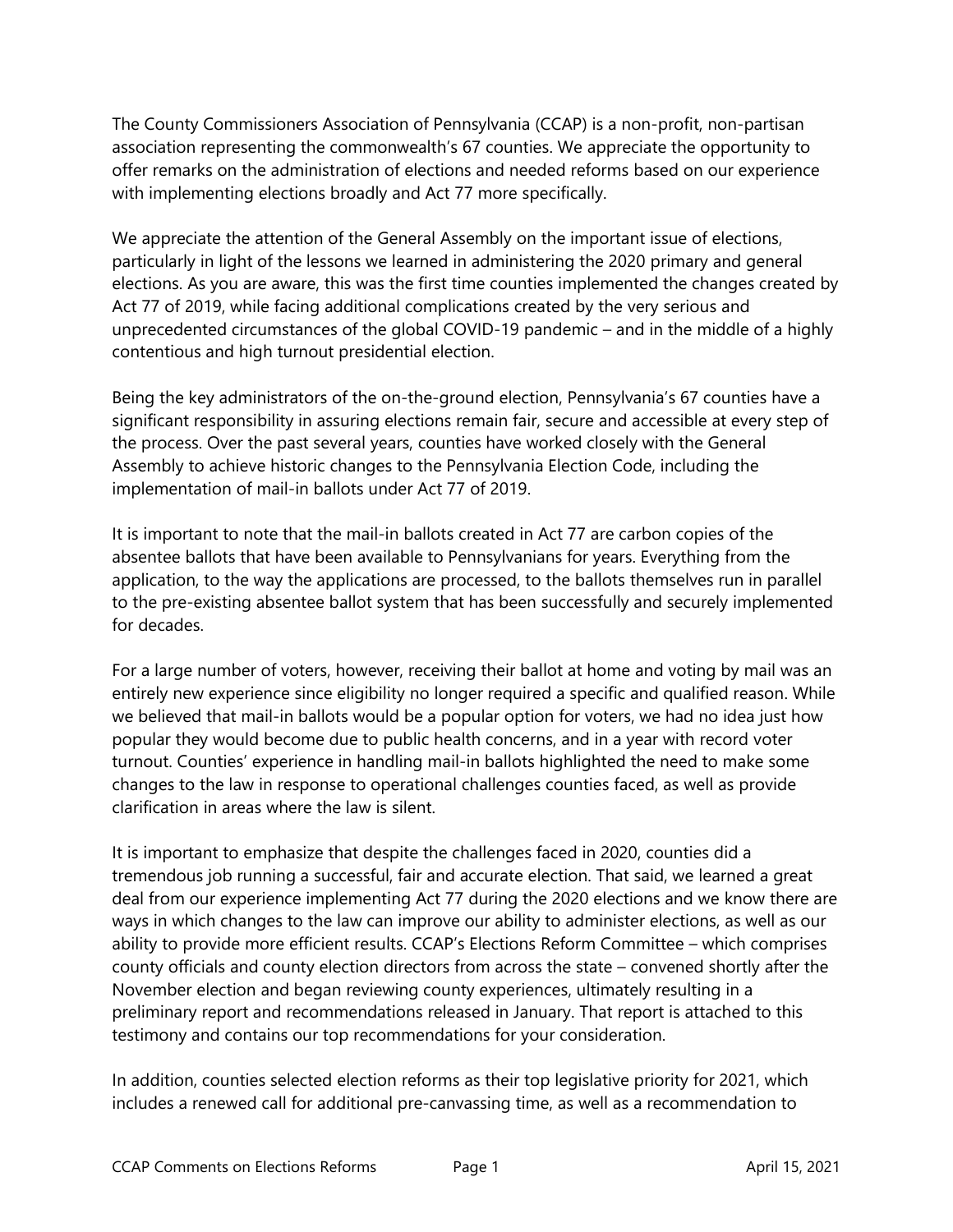The County Commissioners Association of Pennsylvania (CCAP) is a non-profit, non-partisan association representing the commonwealth's 67 counties. We appreciate the opportunity to offer remarks on the administration of elections and needed reforms based on our experience with implementing elections broadly and Act 77 more specifically.

We appreciate the attention of the General Assembly on the important issue of elections, particularly in light of the lessons we learned in administering the 2020 primary and general elections. As you are aware, this was the first time counties implemented the changes created by Act 77 of 2019, while facing additional complications created by the very serious and unprecedented circumstances of the global COVID-19 pandemic – and in the middle of a highly contentious and high turnout presidential election.

Being the key administrators of the on-the-ground election, Pennsylvania's 67 counties have a significant responsibility in assuring elections remain fair, secure and accessible at every step of the process. Over the past several years, counties have worked closely with the General Assembly to achieve historic changes to the Pennsylvania Election Code, including the implementation of mail-in ballots under Act 77 of 2019.

It is important to note that the mail-in ballots created in Act 77 are carbon copies of the absentee ballots that have been available to Pennsylvanians for years. Everything from the application, to the way the applications are processed, to the ballots themselves run in parallel to the pre-existing absentee ballot system that has been successfully and securely implemented for decades.

For a large number of voters, however, receiving their ballot at home and voting by mail was an entirely new experience since eligibility no longer required a specific and qualified reason. While we believed that mail-in ballots would be a popular option for voters, we had no idea just how popular they would become due to public health concerns, and in a year with record voter turnout. Counties' experience in handling mail-in ballots highlighted the need to make some changes to the law in response to operational challenges counties faced, as well as provide clarification in areas where the law is silent.

It is important to emphasize that despite the challenges faced in 2020, counties did a tremendous job running a successful, fair and accurate election. That said, we learned a great deal from our experience implementing Act 77 during the 2020 elections and we know there are ways in which changes to the law can improve our ability to administer elections, as well as our ability to provide more efficient results. CCAP's Elections Reform Committee – which comprises county officials and county election directors from across the state – convened shortly after the November election and began reviewing county experiences, ultimately resulting in a preliminary report and recommendations released in January. That report is attached to this testimony and contains our top recommendations for your consideration.

In addition, counties selected election reforms as their top legislative priority for 2021, which includes a renewed call for additional pre-canvassing time, as well as a recommendation to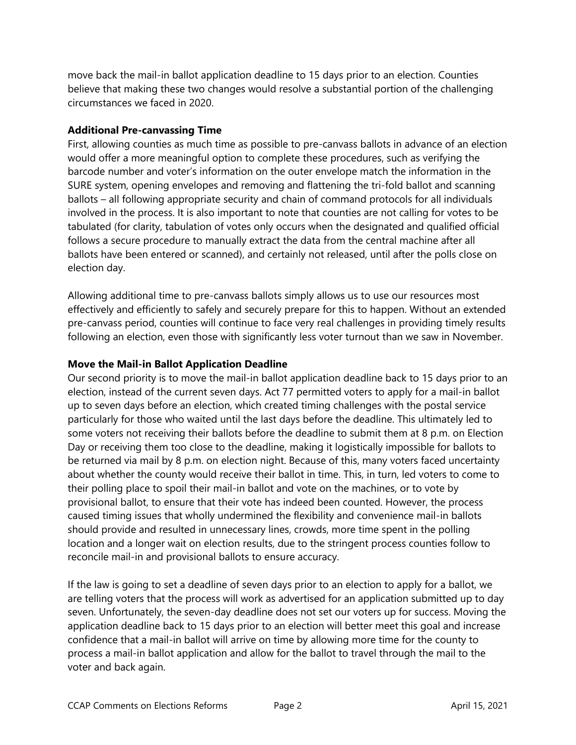move back the mail-in ballot application deadline to 15 days prior to an election. Counties believe that making these two changes would resolve a substantial portion of the challenging circumstances we faced in 2020.

**Additional Pre-canvassing Time**

First, allowing counties as much time as possible to pre-canvass ballots in advance of an election would offer a more meaningful option to complete these procedures, such as verifying the barcode number and voter's information on the outer envelope match the information in the SURE system, opening envelopes and removing and flattening the tri-fold ballot and scanning ballots – all following appropriate security and chain of command protocols for all individuals involved in the process. It is also important to note that counties are not calling for votes to be tabulated (for clarity, tabulation of votes only occurs when the designated and qualified official follows a secure procedure to manually extract the data from the central machine after all ballots have been entered or scanned), and certainly not released, until after the polls close on election day.

Allowing additional time to pre-canvass ballots simply allows us to use our resources most effectively and efficiently to safely and securely prepare for this to happen. Without an extended pre-canvass period, counties will continue to face very real challenges in providing timely results following an election, even those with significantly less voter turnout than we saw in November.

**Move the Mail-in Ballot Application Deadline**

Our second priority is to move the mail-in ballot application deadline back to 15 days prior to an election, instead of the current seven days. Act 77 permitted voters to apply for a mail-in ballot up to seven days before an election, which created timing challenges with the postal service particularly for those who waited until the last days before the deadline. This ultimately led to some voters not receiving their ballots before the deadline to submit them at 8 p.m. on Election Day or receiving them too close to the deadline, making it logistically impossible for ballots to be returned via mail by 8 p.m. on election night. Because of this, many voters faced uncertainty about whether the county would receive their ballot in time. This, in turn, led voters to come to their polling place to spoil their mail-in ballot and vote on the machines, or to vote by provisional ballot, to ensure that their vote has indeed been counted. However, the process caused timing issues that wholly undermined the flexibility and convenience mail-in ballots should provide and resulted in unnecessary lines, crowds, more time spent in the polling location and a longer wait on election results, due to the stringent process counties follow to reconcile mail-in and provisional ballots to ensure accuracy.

If the law is going to set a deadline of seven days prior to an election to apply for a ballot, we are telling voters that the process will work as advertised for an application submitted up to day seven. Unfortunately, the seven-day deadline does not set our voters up for success. Moving the application deadline back to 15 days prior to an election will better meet this goal and increase confidence that a mail-in ballot will arrive on time by allowing more time for the county to process a mail-in ballot application and allow for the ballot to travel through the mail to the voter and back again.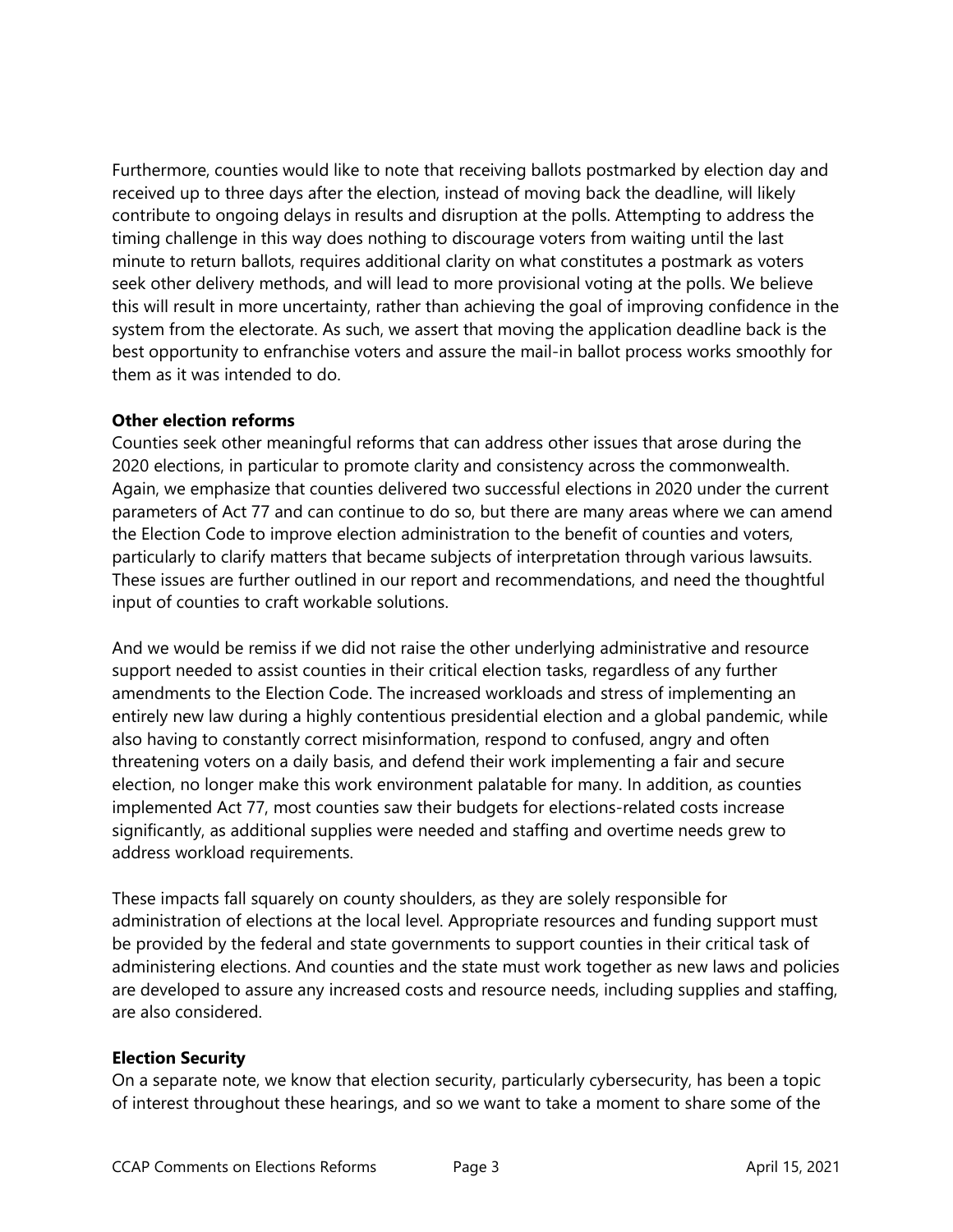Furthermore, counties would like to note that receiving ballots postmarked by election day and received up to three days after the election, instead of moving back the deadline, will likely contribute to ongoing delays in results and disruption at the polls. Attempting to address the timing challenge in this way does nothing to discourage voters from waiting until the last minute to return ballots, requires additional clarity on what constitutes a postmark as voters seek other delivery methods, and will lead to more provisional voting at the polls. We believe this will result in more uncertainty, rather than achieving the goal of improving confidence in the system from the electorate. As such, we assert that moving the application deadline back is the best opportunity to enfranchise voters and assure the mail-in ballot process works smoothly for them as it was intended to do.

**Other election reforms**

Counties seek other meaningful reforms that can address other issues that arose during the 2020 elections, in particular to promote clarity and consistency across the commonwealth. Again, we emphasize that counties delivered two successful elections in 2020 under the current parameters of Act 77 and can continue to do so, but there are many areas where we can amend the Election Code to improve election administration to the benefit of counties and voters, particularly to clarify matters that became subjects of interpretation through various lawsuits. These issues are further outlined in our report and recommendations, and need the thoughtful input of counties to craft workable solutions.

And we would be remiss if we did not raise the other underlying administrative and resource support needed to assist counties in their critical election tasks, regardless of any further amendments to the Election Code. The increased workloads and stress of implementing an entirely new law during a highly contentious presidential election and a global pandemic, while also having to constantly correct misinformation, respond to confused, angry and often threatening voters on a daily basis, and defend their work implementing a fair and secure election, no longer make this work environment palatable for many. In addition, as counties implemented Act 77, most counties saw their budgets for elections-related costs increase significantly, as additional supplies were needed and staffing and overtime needs grew to address workload requirements.

These impacts fall squarely on county shoulders, as they are solely responsible for administration of elections at the local level. Appropriate resources and funding support must be provided by the federal and state governments to support counties in their critical task of administering elections. And counties and the state must work together as new laws and policies are developed to assure any increased costs and resource needs, including supplies and staffing, are also considered.

**Election Security**

On a separate note, we know that election security, particularly cybersecurity, has been a topic of interest throughout these hearings, and so we want to take a moment to share some of the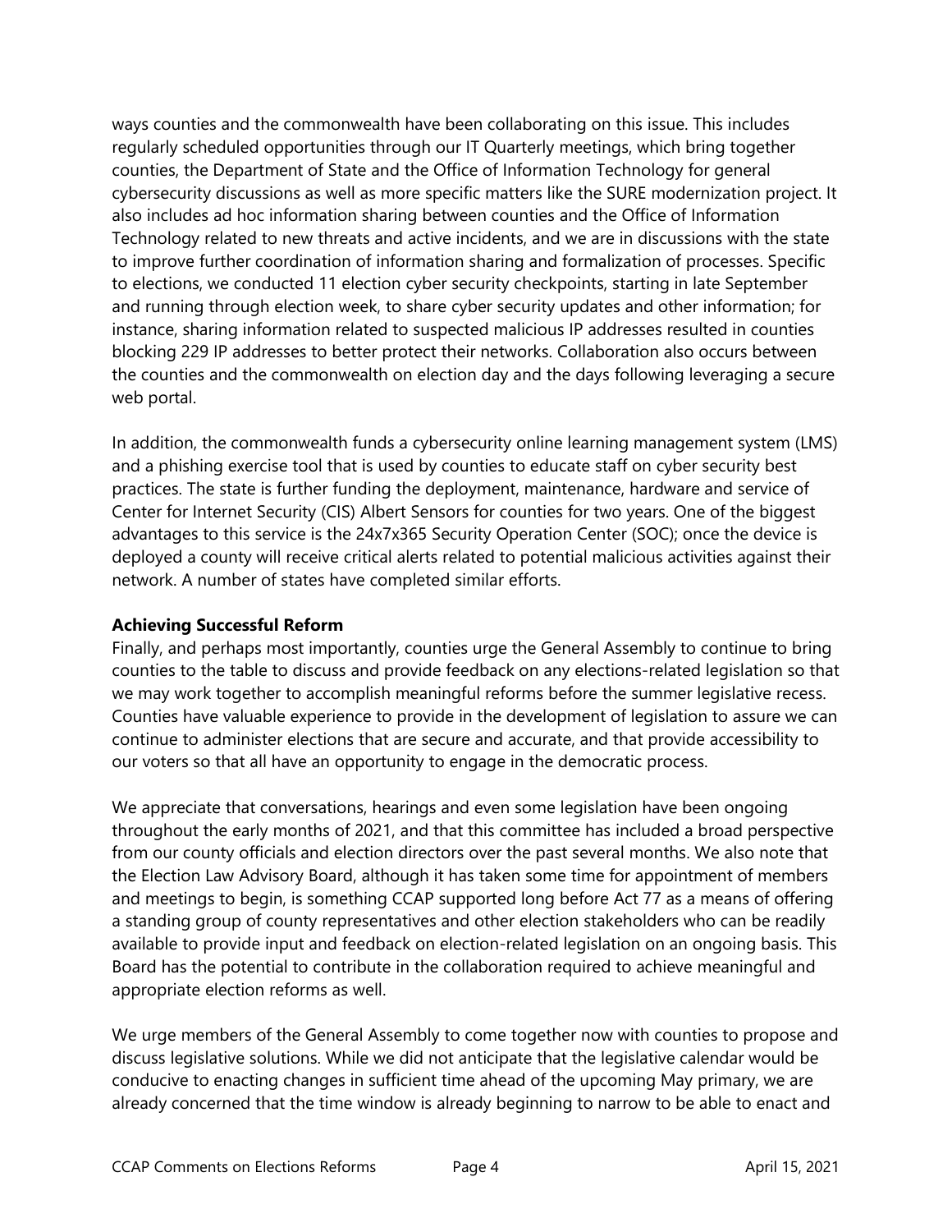ways counties and the commonwealth have been collaborating on this issue. This includes regularly scheduled opportunities through our IT Quarterly meetings, which bring together counties, the Department of State and the Office of Information Technology for general cybersecurity discussions as well as more specific matters like the SURE modernization project. It also includes ad hoc information sharing between counties and the Office of Information Technology related to new threats and active incidents, and we are in discussions with the state to improve further coordination of information sharing and formalization of processes. Specific to elections, we conducted 11 election cyber security checkpoints, starting in late September and running through election week, to share cyber security updates and other information; for instance, sharing information related to suspected malicious IP addresses resulted in counties blocking 229 IP addresses to better protect their networks. Collaboration also occurs between the counties and the commonwealth on election day and the days following leveraging a secure web portal.

In addition, the commonwealth funds a cybersecurity online learning management system (LMS) and a phishing exercise tool that is used by counties to educate staff on cyber security best practices. The state is further funding the deployment, maintenance, hardware and service of Center for Internet Security (CIS) Albert Sensors for counties for two years. One of the biggest advantages to this service is the 24x7x365 Security Operation Center (SOC); once the device is deployed a county will receive critical alerts related to potential malicious activities against their network. A number of states have completed similar efforts.

**Achieving Successful Reform**

Finally, and perhaps most importantly, counties urge the General Assembly to continue to bring counties to the table to discuss and provide feedback on any elections-related legislation so that we may work together to accomplish meaningful reforms before the summer legislative recess. Counties have valuable experience to provide in the development of legislation to assure we can continue to administer elections that are secure and accurate, and that provide accessibility to our voters so that all have an opportunity to engage in the democratic process.

We appreciate that conversations, hearings and even some legislation have been ongoing throughout the early months of 2021, and that this committee has included a broad perspective from our county officials and election directors over the past several months. We also note that the Election Law Advisory Board, although it has taken some time for appointment of members and meetings to begin, is something CCAP supported long before Act 77 as a means of offering a standing group of county representatives and other election stakeholders who can be readily available to provide input and feedback on election-related legislation on an ongoing basis. This Board has the potential to contribute in the collaboration required to achieve meaningful and appropriate election reforms as well.

We urge members of the General Assembly to come together now with counties to propose and discuss legislative solutions. While we did not anticipate that the legislative calendar would be conducive to enacting changes in sufficient time ahead of the upcoming May primary, we are already concerned that the time window is already beginning to narrow to be able to enact and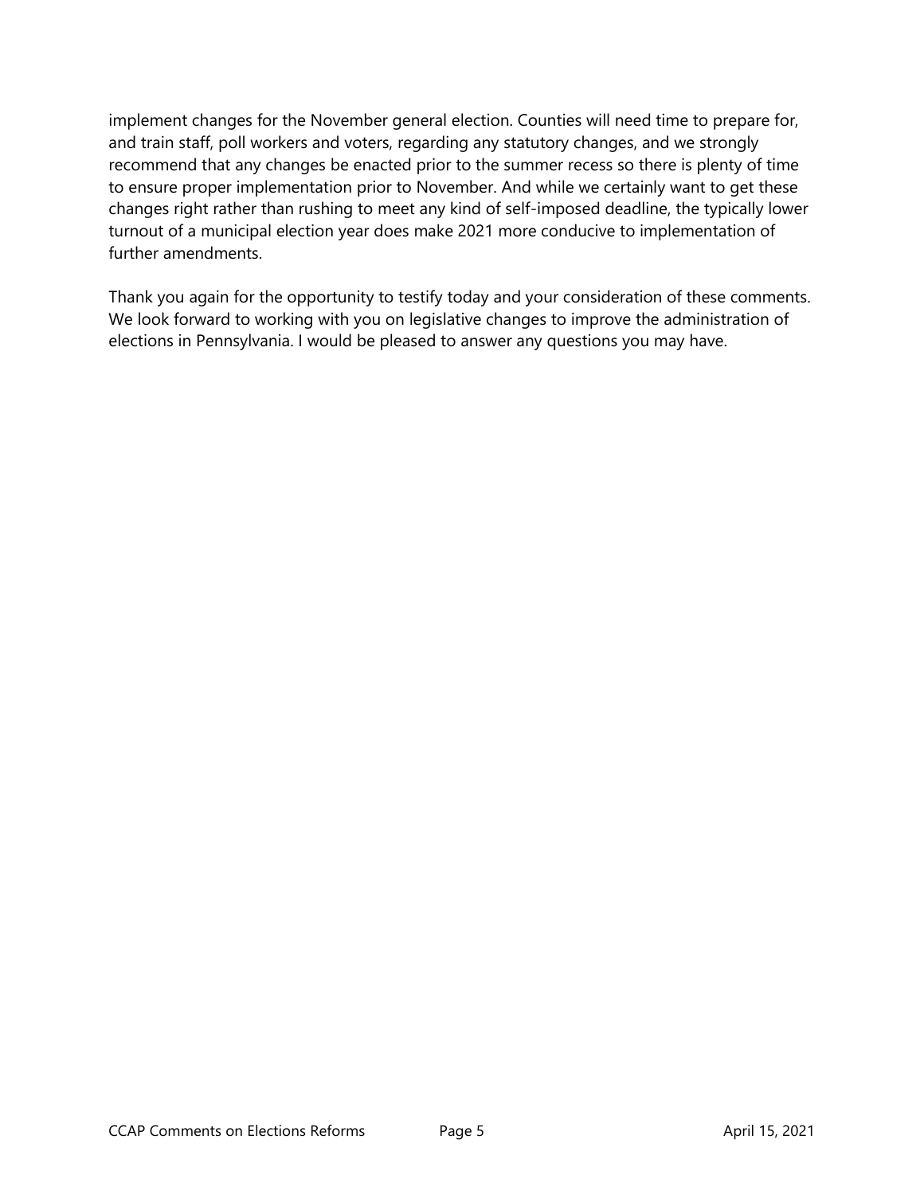implement changes for the November general election. Counties will need time to prepare for, and train staff, poll workers and voters, regarding any statutory changes, and we strongly recommend that any changes be enacted prior to the summer recess so there is plenty of time to ensure proper implementation prior to November. And while we certainly want to get these changes right rather than rushing to meet any kind of self-imposed deadline, the typically lower turnout of a municipal election year does make 2021 more conducive to implementation of further amendments.

Thank you again for the opportunity to testify today and your consideration of these comments. We look forward to working with you on legislative changes to improve the administration of elections in Pennsylvania. I would be pleased to answer any questions you may have.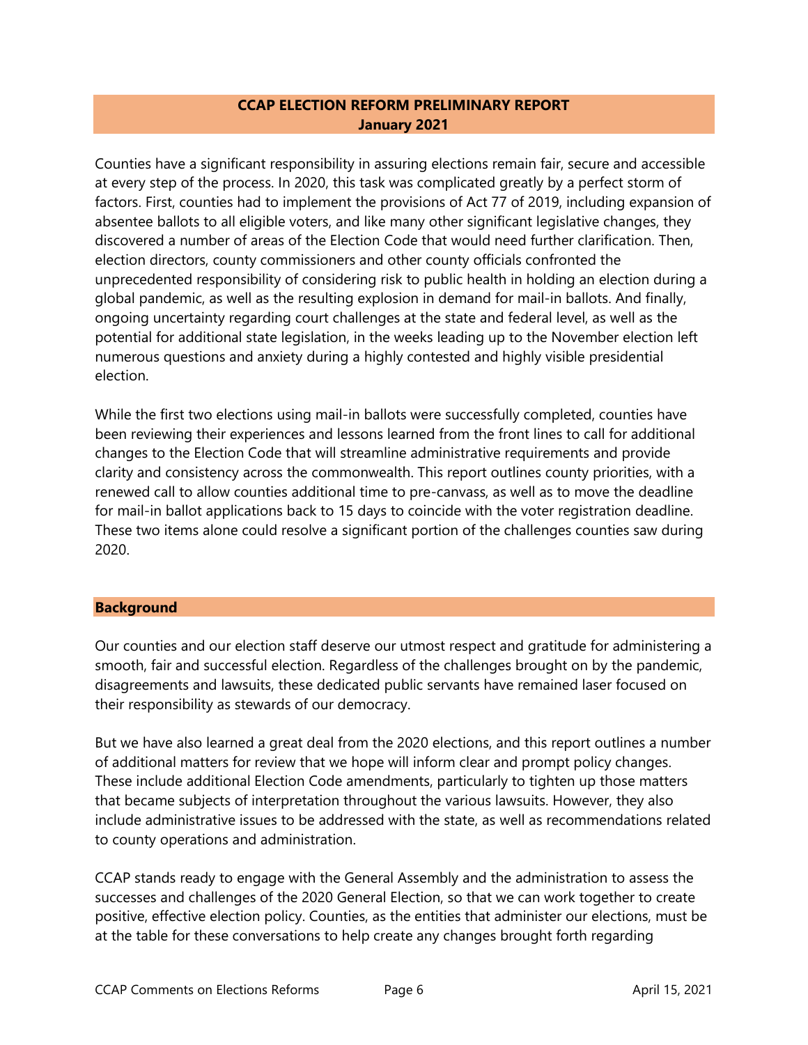**CCAP ELECTION REFORM PRELIMINARY REPORT**
**January 2021**

Counties have a significant responsibility in assuring elections remain fair, secure and accessible at every step of the process. In 2020, this task was complicated greatly by a perfect storm of factors. First, counties had to implement the provisions of Act 77 of 2019, including expansion of absentee ballots to all eligible voters, and like many other significant legislative changes, they discovered a number of areas of the Election Code that would need further clarification. Then, election directors, county commissioners and other county officials confronted the unprecedented responsibility of considering risk to public health in holding an election during a global pandemic, as well as the resulting explosion in demand for mail-in ballots. And finally, ongoing uncertainty regarding court challenges at the state and federal level, as well as the potential for additional state legislation, in the weeks leading up to the November election left numerous questions and anxiety during a highly contested and highly visible presidential election.

While the first two elections using mail-in ballots were successfully completed, counties have been reviewing their experiences and lessons learned from the front lines to call for additional changes to the Election Code that will streamline administrative requirements and provide clarity and consistency across the commonwealth. This report outlines county priorities, with a renewed call to allow counties additional time to pre-canvass, as well as to move the deadline for mail-in ballot applications back to 15 days to coincide with the voter registration deadline. These two items alone could resolve a significant portion of the challenges counties saw during 2020.

**Background**

Our counties and our election staff deserve our utmost respect and gratitude for administering a smooth, fair and successful election. Regardless of the challenges brought on by the pandemic, disagreements and lawsuits, these dedicated public servants have remained laser focused on their responsibility as stewards of our democracy.

But we have also learned a great deal from the 2020 elections, and this report outlines a number of additional matters for review that we hope will inform clear and prompt policy changes. These include additional Election Code amendments, particularly to tighten up those matters that became subjects of interpretation throughout the various lawsuits. However, they also include administrative issues to be addressed with the state, as well as recommendations related to county operations and administration.

CCAP stands ready to engage with the General Assembly and the administration to assess the successes and challenges of the 2020 General Election, so that we can work together to create positive, effective election policy. Counties, as the entities that administer our elections, must be at the table for these conversations to help create any changes brought forth regarding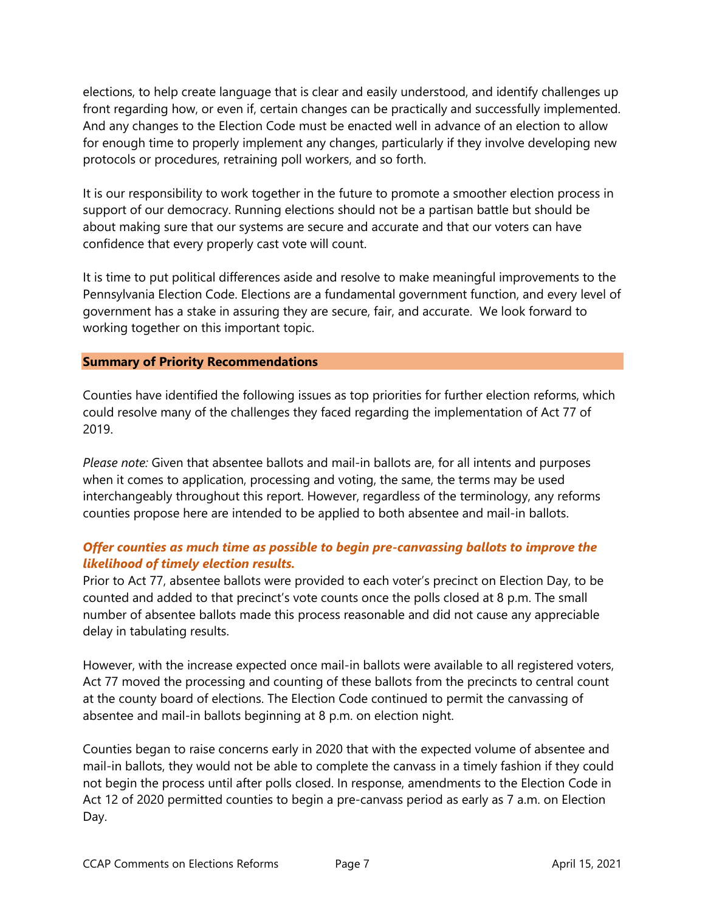elections, to help create language that is clear and easily understood, and identify challenges up front regarding how, or even if, certain changes can be practically and successfully implemented. And any changes to the Election Code must be enacted well in advance of an election to allow for enough time to properly implement any changes, particularly if they involve developing new protocols or procedures, retraining poll workers, and so forth.

It is our responsibility to work together in the future to promote a smoother election process in support of our democracy. Running elections should not be a partisan battle but should be about making sure that our systems are secure and accurate and that our voters can have confidence that every properly cast vote will count.

It is time to put political differences aside and resolve to make meaningful improvements to the Pennsylvania Election Code. Elections are a fundamental government function, and every level of government has a stake in assuring they are secure, fair, and accurate. We look forward to working together on this important topic.

## Summary of Priority Recommendations

Counties have identified the following issues as top priorities for further election reforms, which could resolve many of the challenges they faced regarding the implementation of Act 77 of 2019.

*Please note:* Given that absentee ballots and mail-in ballots are, for all intents and purposes when it comes to application, processing and voting, the same, the terms may be used interchangeably throughout this report. However, regardless of the terminology, any reforms counties propose here are intended to be applied to both absentee and mail-in ballots.

### *Offer counties as much time as possible to begin pre-canvassing ballots to improve the likelihood of timely election results.*

Prior to Act 77, absentee ballots were provided to each voter's precinct on Election Day, to be counted and added to that precinct's vote counts once the polls closed at 8 p.m. The small number of absentee ballots made this process reasonable and did not cause any appreciable delay in tabulating results.

However, with the increase expected once mail-in ballots were available to all registered voters, Act 77 moved the processing and counting of these ballots from the precincts to central count at the county board of elections. The Election Code continued to permit the canvassing of absentee and mail-in ballots beginning at 8 p.m. on election night.

Counties began to raise concerns early in 2020 that with the expected volume of absentee and mail-in ballots, they would not be able to complete the canvass in a timely fashion if they could not begin the process until after polls closed. In response, amendments to the Election Code in Act 12 of 2020 permitted counties to begin a pre-canvass period as early as 7 a.m. on Election Day.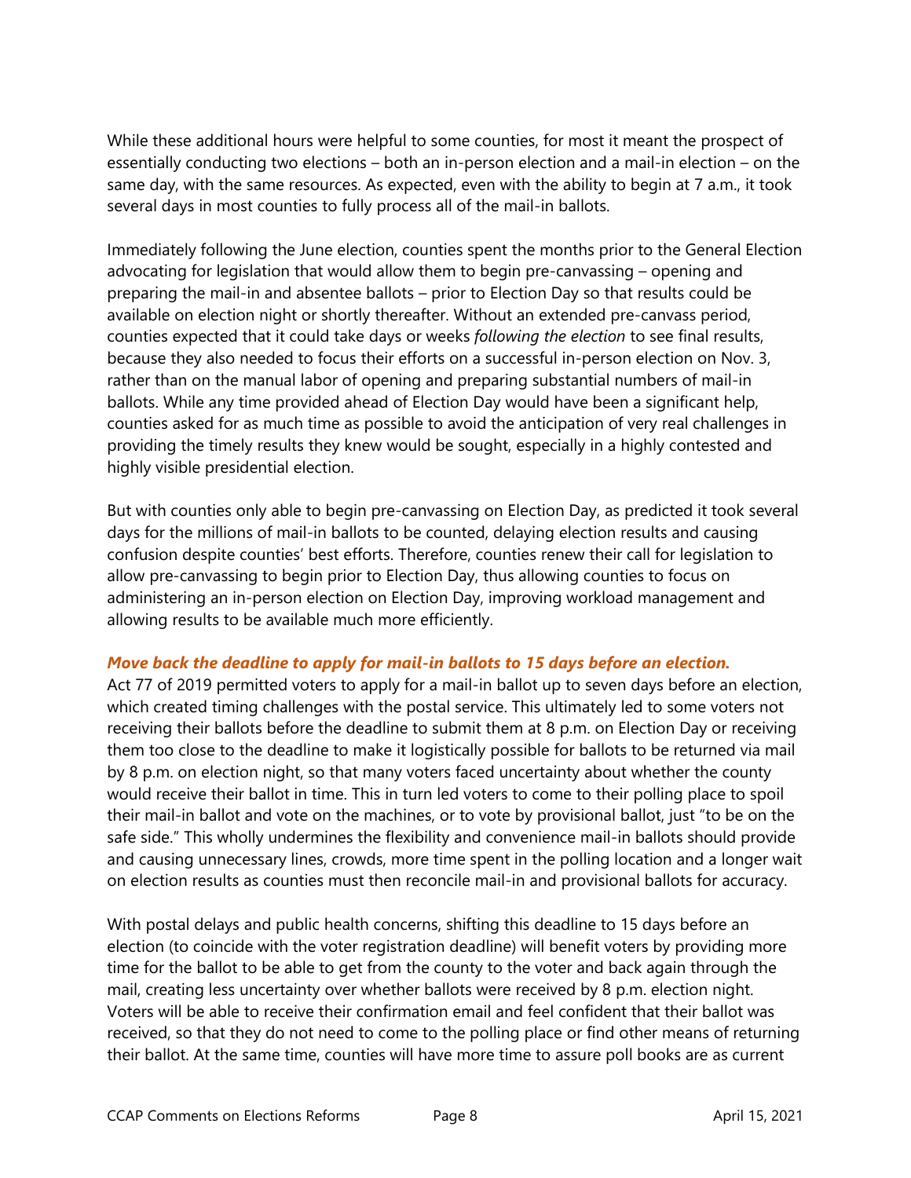While these additional hours were helpful to some counties, for most it meant the prospect of essentially conducting two elections – both an in-person election and a mail-in election – on the same day, with the same resources. As expected, even with the ability to begin at 7 a.m., it took several days in most counties to fully process all of the mail-in ballots.

Immediately following the June election, counties spent the months prior to the General Election advocating for legislation that would allow them to begin pre-canvassing – opening and preparing the mail-in and absentee ballots – prior to Election Day so that results could be available on election night or shortly thereafter. Without an extended pre-canvass period, counties expected that it could take days or weeks *following the election* to see final results, because they also needed to focus their efforts on a successful in-person election on Nov. 3, rather than on the manual labor of opening and preparing substantial numbers of mail-in ballots. While any time provided ahead of Election Day would have been a significant help, counties asked for as much time as possible to avoid the anticipation of very real challenges in providing the timely results they knew would be sought, especially in a highly contested and highly visible presidential election.

But with counties only able to begin pre-canvassing on Election Day, as predicted it took several days for the millions of mail-in ballots to be counted, delaying election results and causing confusion despite counties' best efforts. Therefore, counties renew their call for legislation to allow pre-canvassing to begin prior to Election Day, thus allowing counties to focus on administering an in-person election on Election Day, improving workload management and allowing results to be available much more efficiently.

***Move back the deadline to apply for mail-in ballots to 15 days before an election.***

Act 77 of 2019 permitted voters to apply for a mail-in ballot up to seven days before an election, which created timing challenges with the postal service. This ultimately led to some voters not receiving their ballots before the deadline to submit them at 8 p.m. on Election Day or receiving them too close to the deadline to make it logistically possible for ballots to be returned via mail by 8 p.m. on election night, so that many voters faced uncertainty about whether the county would receive their ballot in time. This in turn led voters to come to their polling place to spoil their mail-in ballot and vote on the machines, or to vote by provisional ballot, just "to be on the safe side." This wholly undermines the flexibility and convenience mail-in ballots should provide and causing unnecessary lines, crowds, more time spent in the polling location and a longer wait on election results as counties must then reconcile mail-in and provisional ballots for accuracy.

With postal delays and public health concerns, shifting this deadline to 15 days before an election (to coincide with the voter registration deadline) will benefit voters by providing more time for the ballot to be able to get from the county to the voter and back again through the mail, creating less uncertainty over whether ballots were received by 8 p.m. election night. Voters will be able to receive their confirmation email and feel confident that their ballot was received, so that they do not need to come to the polling place or find other means of returning their ballot. At the same time, counties will have more time to assure poll books are as current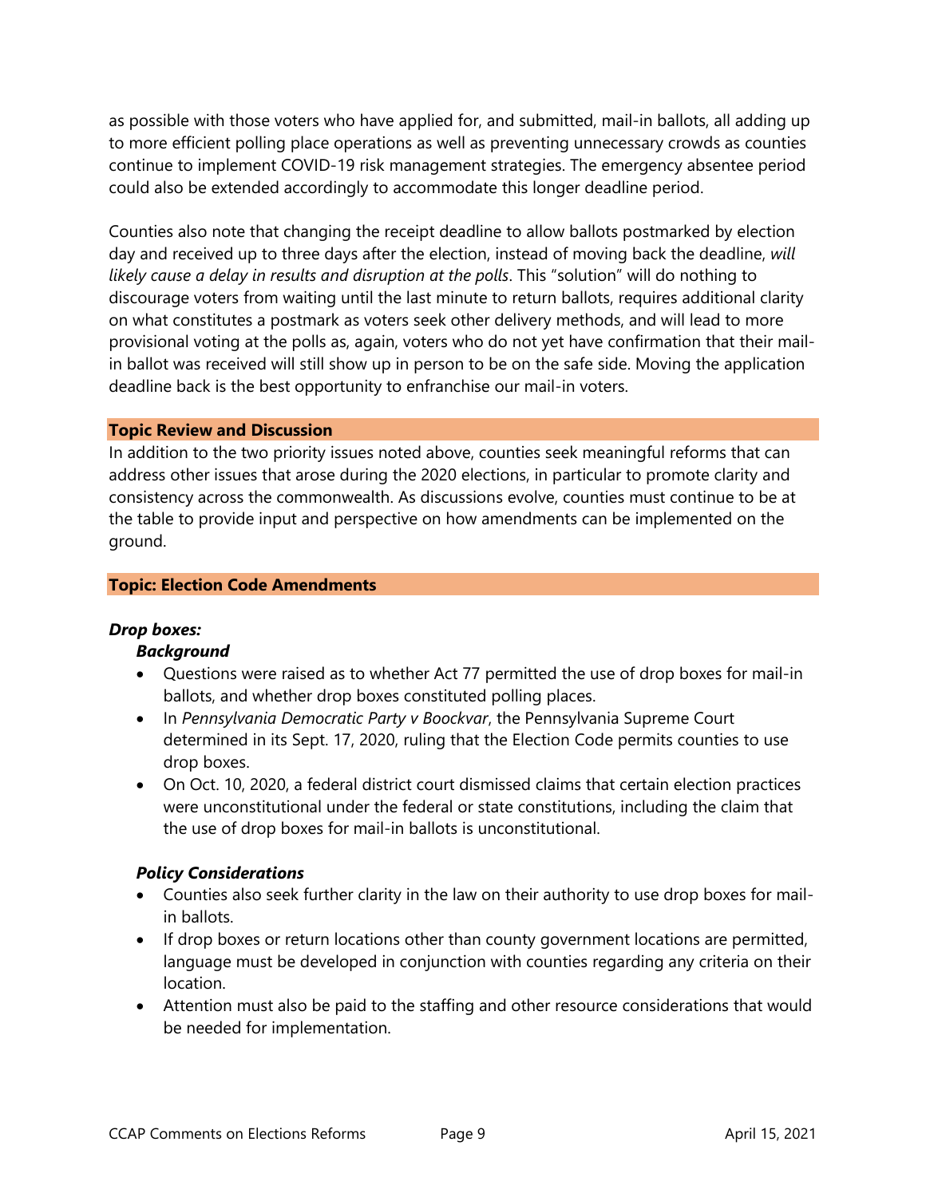as possible with those voters who have applied for, and submitted, mail-in ballots, all adding up to more efficient polling place operations as well as preventing unnecessary crowds as counties continue to implement COVID-19 risk management strategies. The emergency absentee period could also be extended accordingly to accommodate this longer deadline period.

Counties also note that changing the receipt deadline to allow ballots postmarked by election day and received up to three days after the election, instead of moving back the deadline, *will likely cause a delay in results and disruption at the polls*. This "solution" will do nothing to discourage voters from waiting until the last minute to return ballots, requires additional clarity on what constitutes a postmark as voters seek other delivery methods, and will lead to more provisional voting at the polls as, again, voters who do not yet have confirmation that their mail-in ballot was received will still show up in person to be on the safe side. Moving the application deadline back is the best opportunity to enfranchise our mail-in voters.

## Topic Review and Discussion

In addition to the two priority issues noted above, counties seek meaningful reforms that can address other issues that arose during the 2020 elections, in particular to promote clarity and consistency across the commonwealth. As discussions evolve, counties must continue to be at the table to provide input and perspective on how amendments can be implemented on the ground.

## Topic: Election Code Amendments

### *Drop boxes:*

#### *Background*

- Questions were raised as to whether Act 77 permitted the use of drop boxes for mail-in ballots, and whether drop boxes constituted polling places.
- In *Pennsylvania Democratic Party v Boockvar*, the Pennsylvania Supreme Court determined in its Sept. 17, 2020, ruling that the Election Code permits counties to use drop boxes.
- On Oct. 10, 2020, a federal district court dismissed claims that certain election practices were unconstitutional under the federal or state constitutions, including the claim that the use of drop boxes for mail-in ballots is unconstitutional.

#### *Policy Considerations*

- Counties also seek further clarity in the law on their authority to use drop boxes for mail-in ballots.
- If drop boxes or return locations other than county government locations are permitted, language must be developed in conjunction with counties regarding any criteria on their location.
- Attention must also be paid to the staffing and other resource considerations that would be needed for implementation.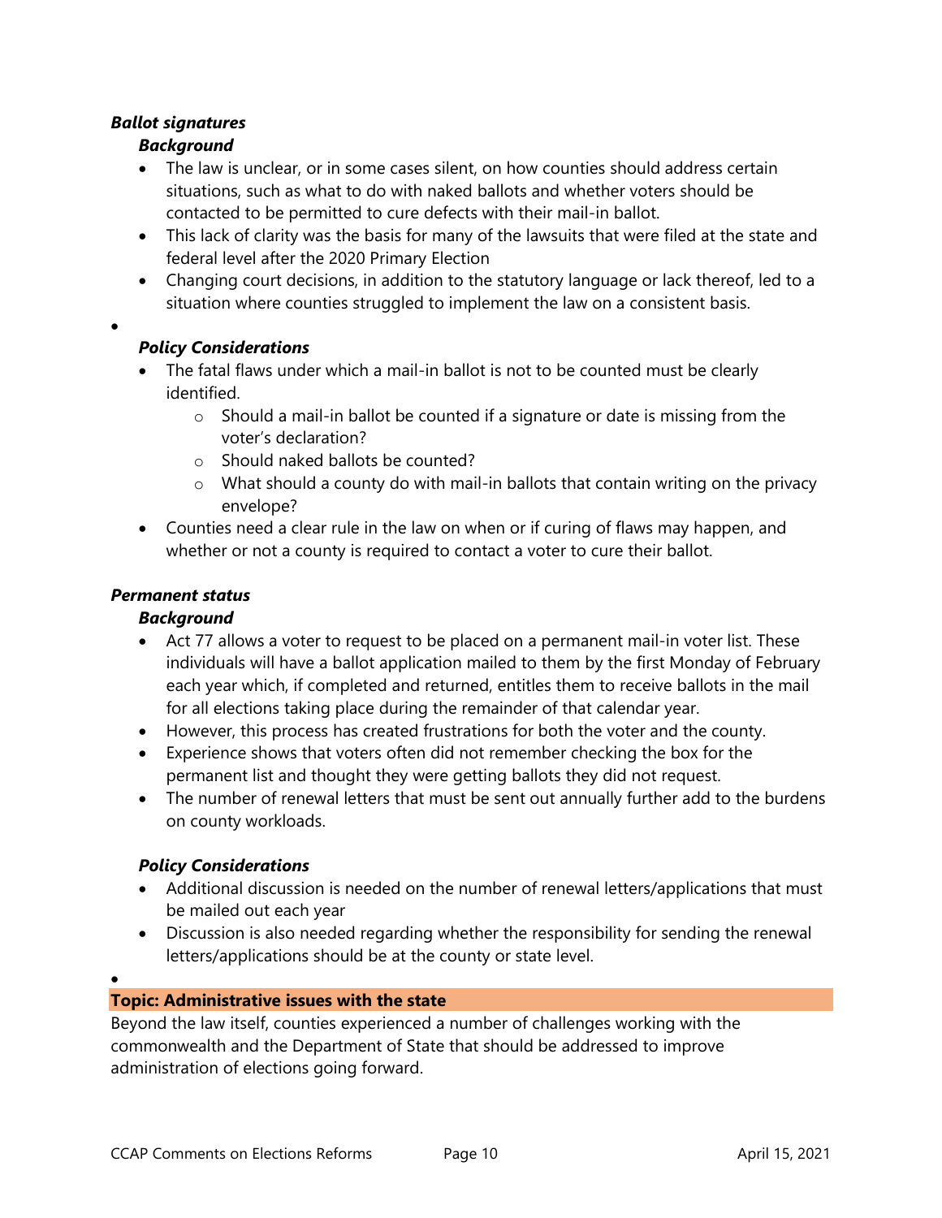***Ballot signatures***

***Background***

- The law is unclear, or in some cases silent, on how counties should address certain situations, such as what to do with naked ballots and whether voters should be contacted to be permitted to cure defects with their mail-in ballot.
- This lack of clarity was the basis for many of the lawsuits that were filed at the state and federal level after the 2020 Primary Election
- Changing court decisions, in addition to the statutory language or lack thereof, led to a situation where counties struggled to implement the law on a consistent basis.

***Policy Considerations***

- The fatal flaws under which a mail-in ballot is not to be counted must be clearly identified.
    - Should a mail-in ballot be counted if a signature or date is missing from the voter's declaration?
    - Should naked ballots be counted?
    - What should a county do with mail-in ballots that contain writing on the privacy envelope?
- Counties need a clear rule in the law on when or if curing of flaws may happen, and whether or not a county is required to contact a voter to cure their ballot.

***Permanent status***

***Background***

- Act 77 allows a voter to request to be placed on a permanent mail-in voter list. These individuals will have a ballot application mailed to them by the first Monday of February each year which, if completed and returned, entitles them to receive ballots in the mail for all elections taking place during the remainder of that calendar year.
- However, this process has created frustrations for both the voter and the county.
- Experience shows that voters often did not remember checking the box for the permanent list and thought they were getting ballots they did not request.
- The number of renewal letters that must be sent out annually further add to the burdens on county workloads.

***Policy Considerations***

- Additional discussion is needed on the number of renewal letters/applications that must be mailed out each year
- Discussion is also needed regarding whether the responsibility for sending the renewal letters/applications should be at the county or state level.

**Topic: Administrative issues with the state**

Beyond the law itself, counties experienced a number of challenges working with the commonwealth and the Department of State that should be addressed to improve administration of elections going forward.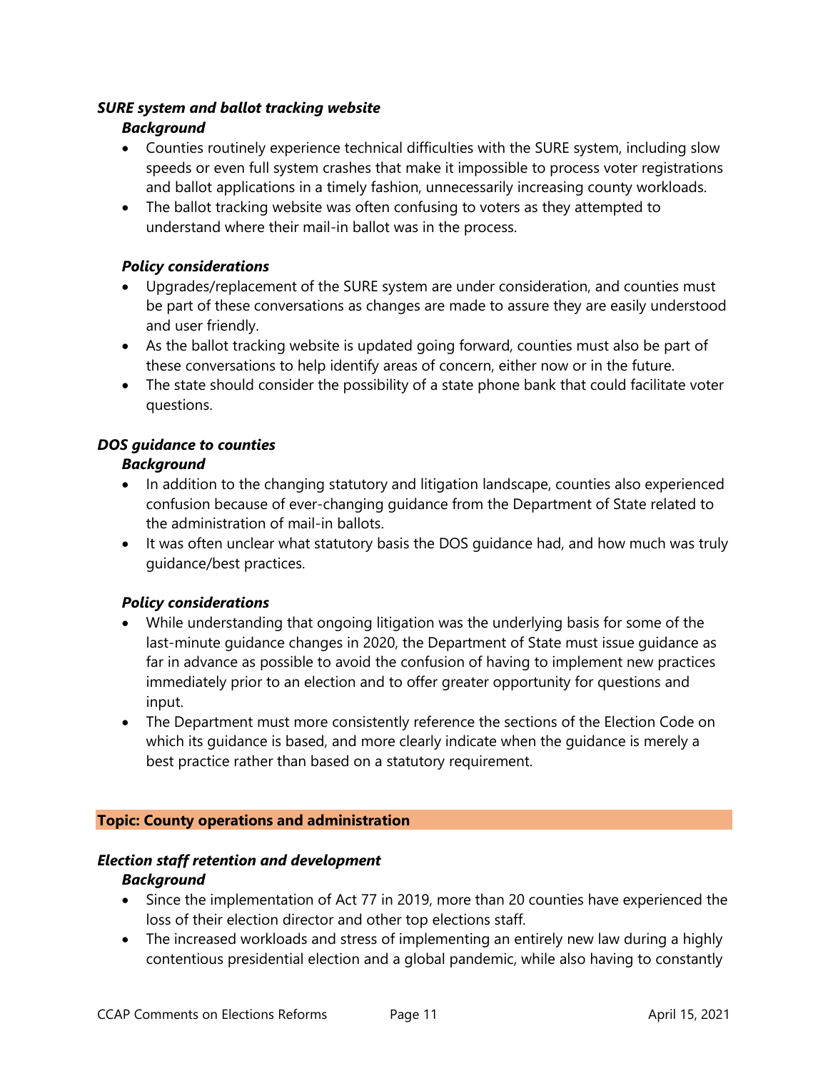### *SURE system and ballot tracking website*

***Background***

- Counties routinely experience technical difficulties with the SURE system, including slow speeds or even full system crashes that make it impossible to process voter registrations and ballot applications in a timely fashion, unnecessarily increasing county workloads.
- The ballot tracking website was often confusing to voters as they attempted to understand where their mail-in ballot was in the process.

***Policy considerations***

- Upgrades/replacement of the SURE system are under consideration, and counties must be part of these conversations as changes are made to assure they are easily understood and user friendly.
- As the ballot tracking website is updated going forward, counties must also be part of these conversations to help identify areas of concern, either now or in the future.
- The state should consider the possibility of a state phone bank that could facilitate voter questions.

### *DOS guidance to counties*

***Background***

- In addition to the changing statutory and litigation landscape, counties also experienced confusion because of ever-changing guidance from the Department of State related to the administration of mail-in ballots.
- It was often unclear what statutory basis the DOS guidance had, and how much was truly guidance/best practices.

***Policy considerations***

- While understanding that ongoing litigation was the underlying basis for some of the last-minute guidance changes in 2020, the Department of State must issue guidance as far in advance as possible to avoid the confusion of having to implement new practices immediately prior to an election and to offer greater opportunity for questions and input.
- The Department must more consistently reference the sections of the Election Code on which its guidance is based, and more clearly indicate when the guidance is merely a best practice rather than based on a statutory requirement.

## Topic: County operations and administration

### *Election staff retention and development*

***Background***

- Since the implementation of Act 77 in 2019, more than 20 counties have experienced the loss of their election director and other top elections staff.
- The increased workloads and stress of implementing an entirely new law during a highly contentious presidential election and a global pandemic, while also having to constantly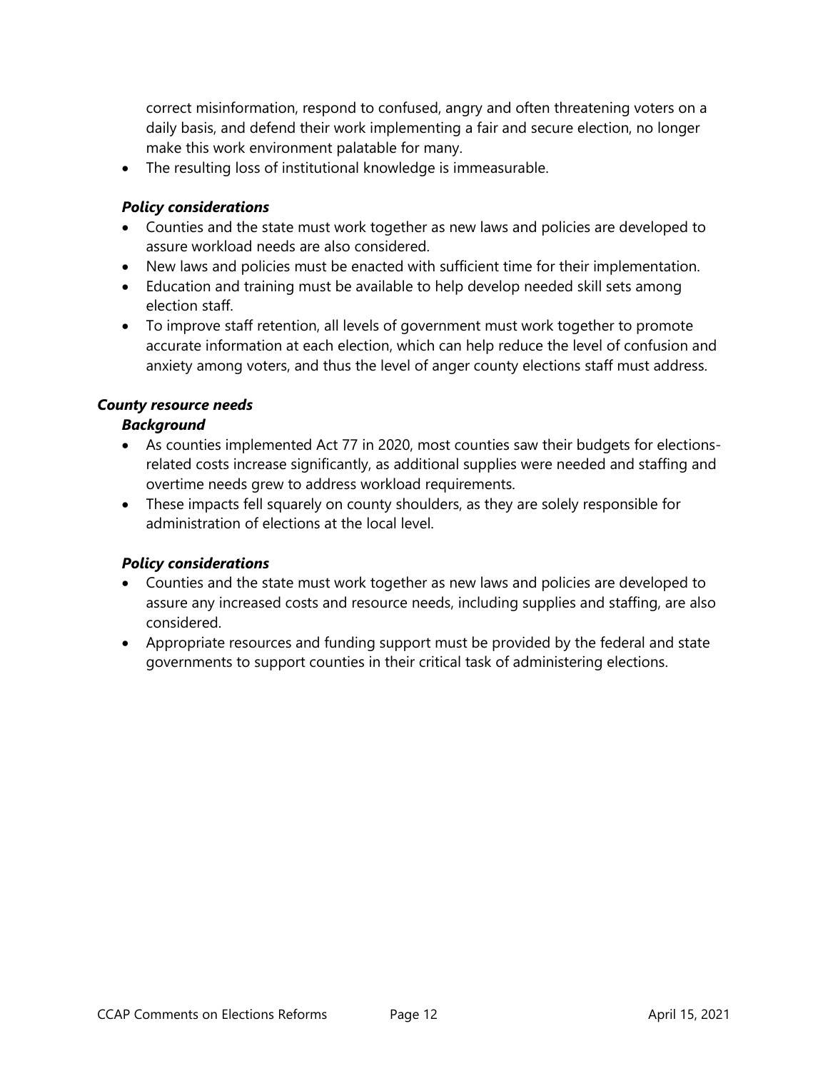correct misinformation, respond to confused, angry and often threatening voters on a daily basis, and defend their work implementing a fair and secure election, no longer make this work environment palatable for many.

- The resulting loss of institutional knowledge is immeasurable.

***Policy considerations***

- Counties and the state must work together as new laws and policies are developed to assure workload needs are also considered.
- New laws and policies must be enacted with sufficient time for their implementation.
- Education and training must be available to help develop needed skill sets among election staff.
- To improve staff retention, all levels of government must work together to promote accurate information at each election, which can help reduce the level of confusion and anxiety among voters, and thus the level of anger county elections staff must address.

***County resource needs***

***Background***

- As counties implemented Act 77 in 2020, most counties saw their budgets for elections-related costs increase significantly, as additional supplies were needed and staffing and overtime needs grew to address workload requirements.
- These impacts fell squarely on county shoulders, as they are solely responsible for administration of elections at the local level.

***Policy considerations***

- Counties and the state must work together as new laws and policies are developed to assure any increased costs and resource needs, including supplies and staffing, are also considered.
- Appropriate resources and funding support must be provided by the federal and state governments to support counties in their critical task of administering elections.